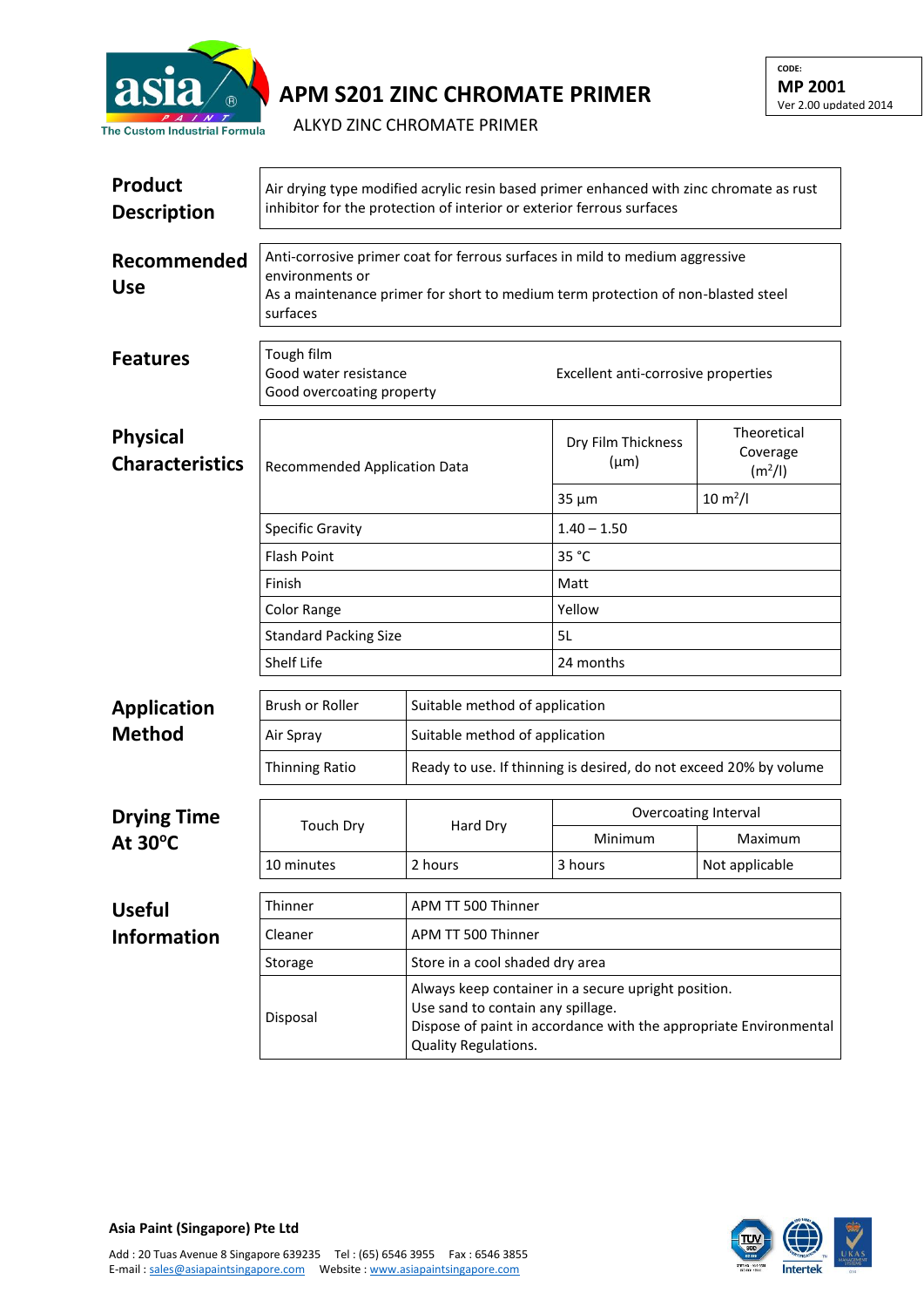CODE:
**MP 2001**
Ver 2.00 updated 2014

# APM S201 ZINC CHROMATE PRIMER

ALKYD ZINC CHROMATE PRIMER

## Product Description

Air drying type modified acrylic resin based primer enhanced with zinc chromate as rust inhibitor for the protection of interior or exterior ferrous surfaces

## Recommended Use

Anti-corrosive primer coat for ferrous surfaces in mild to medium aggressive environments or
As a maintenance primer for short to medium term protection of non-blasted steel surfaces

## Features

Tough film
Good water resistance
Good overcoating property
Excellent anti-corrosive properties

## Physical Characteristics

| Recommended Application Data | Dry Film Thickness (µm) | Theoretical Coverage ($m^2$/l) |
|---|---|---|
| | 35 µm | 10 $m^2$/l |
| Specific Gravity | 1.40 – 1.50 | |
| Flash Point | 35 °C | |
| Finish | Matt | |
| Color Range | Yellow | |
| Standard Packing Size | 5L | |
| Shelf Life | 24 months | |

## Application Method

| | |
|---|---|
| Brush or Roller | Suitable method of application |
| Air Spray | Suitable method of application |
| Thinning Ratio | Ready to use. If thinning is desired, do not exceed 20% by volume |

## Drying Time At 30°C

| Touch Dry | Hard Dry | Overcoating Interval | |
|---|---|---|---|
| | | Minimum | Maximum |
| 10 minutes | 2 hours | 3 hours | Not applicable |

## Useful Information

| | |
|---|---|
| Thinner | APM TT 500 Thinner |
| Cleaner | APM TT 500 Thinner |
| Storage | Store in a cool shaded dry area |
| Disposal | Always keep container in a secure upright position.<br>Use sand to contain any spillage.<br>Dispose of paint in accordance with the appropriate Environmental Quality Regulations. |

**Asia Paint (Singapore) Pte Ltd**

Add : 20 Tuas Avenue 8 Singapore 639235 Tel : (65) 6546 3955 Fax : 6546 3855
E-mail : sales@asiapaintsingapore.com Website : www.asiapaintsingapore.com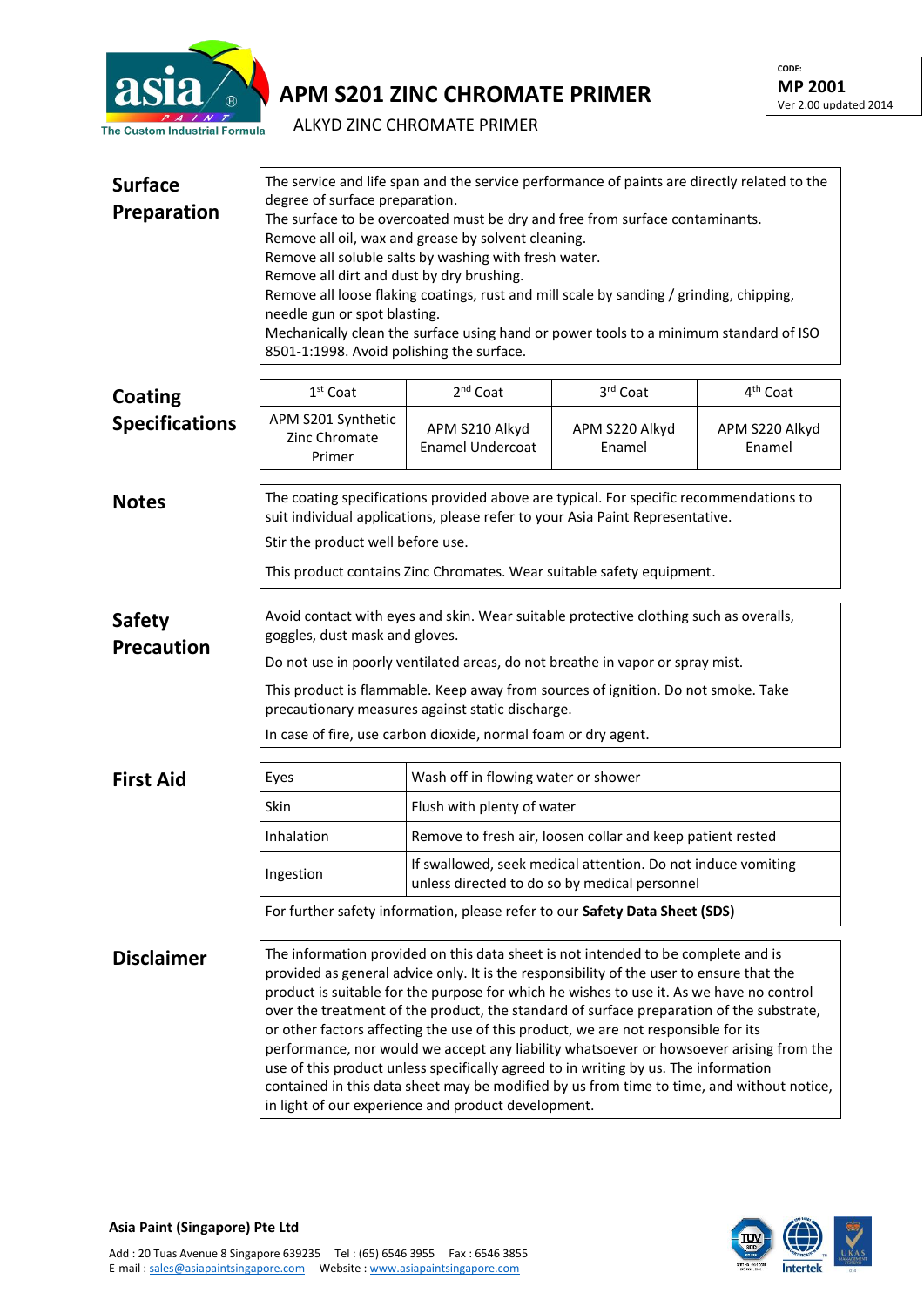# APM S201 ZINC CHROMATE PRIMER

ALKYD ZINC CHROMATE PRIMER

CODE:
**MP 2001**
Ver 2.00 updated 2014

## Surface Preparation

The service and life span and the service performance of paints are directly related to the degree of surface preparation.
The surface to be overcoated must be dry and free from surface contaminants.
Remove all oil, wax and grease by solvent cleaning.
Remove all soluble salts by washing with fresh water.
Remove all dirt and dust by dry brushing.
Remove all loose flaking coatings, rust and mill scale by sanding / grinding, chipping, needle gun or spot blasting.
Mechanically clean the surface using hand or power tools to a minimum standard of ISO 8501-1:1998. Avoid polishing the surface.

## Coating Specifications

| 1st Coat | 2nd Coat | 3rd Coat | 4th Coat |
|---|---|---|---|
| APM S201 Synthetic Zinc Chromate Primer | APM S210 Alkyd Enamel Undercoat | APM S220 Alkyd Enamel | APM S220 Alkyd Enamel |

## Notes

The coating specifications provided above are typical. For specific recommendations to suit individual applications, please refer to your Asia Paint Representative.

Stir the product well before use.

This product contains Zinc Chromates. Wear suitable safety equipment.

## Safety Precaution

Avoid contact with eyes and skin. Wear suitable protective clothing such as overalls, goggles, dust mask and gloves.

Do not use in poorly ventilated areas, do not breathe in vapor or spray mist.

This product is flammable. Keep away from sources of ignition. Do not smoke. Take precautionary measures against static discharge.

In case of fire, use carbon dioxide, normal foam or dry agent.

## First Aid

| | |
|---|---|
| Eyes | Wash off in flowing water or shower |
| Skin | Flush with plenty of water |
| Inhalation | Remove to fresh air, loosen collar and keep patient rested |
| Ingestion | If swallowed, seek medical attention. Do not induce vomiting unless directed to do so by medical personnel |
| For further safety information, please refer to our **Safety Data Sheet (SDS)** | |

## Disclaimer

The information provided on this data sheet is not intended to be complete and is provided as general advice only. It is the responsibility of the user to ensure that the product is suitable for the purpose for which he wishes to use it. As we have no control over the treatment of the product, the standard of surface preparation of the substrate, or other factors affecting the use of this product, we are not responsible for its performance, nor would we accept any liability whatsoever or howsoever arising from the use of this product unless specifically agreed to in writing by us. The information contained in this data sheet may be modified by us from time to time, and without notice, in light of our experience and product development.

**Asia Paint (Singapore) Pte Ltd**

Add : 20 Tuas Avenue 8 Singapore 639235 Tel : (65) 6546 3955 Fax : 6546 3855
E-mail : sales@asiapaintsingapore.com Website : www.asiapaintsingapore.com